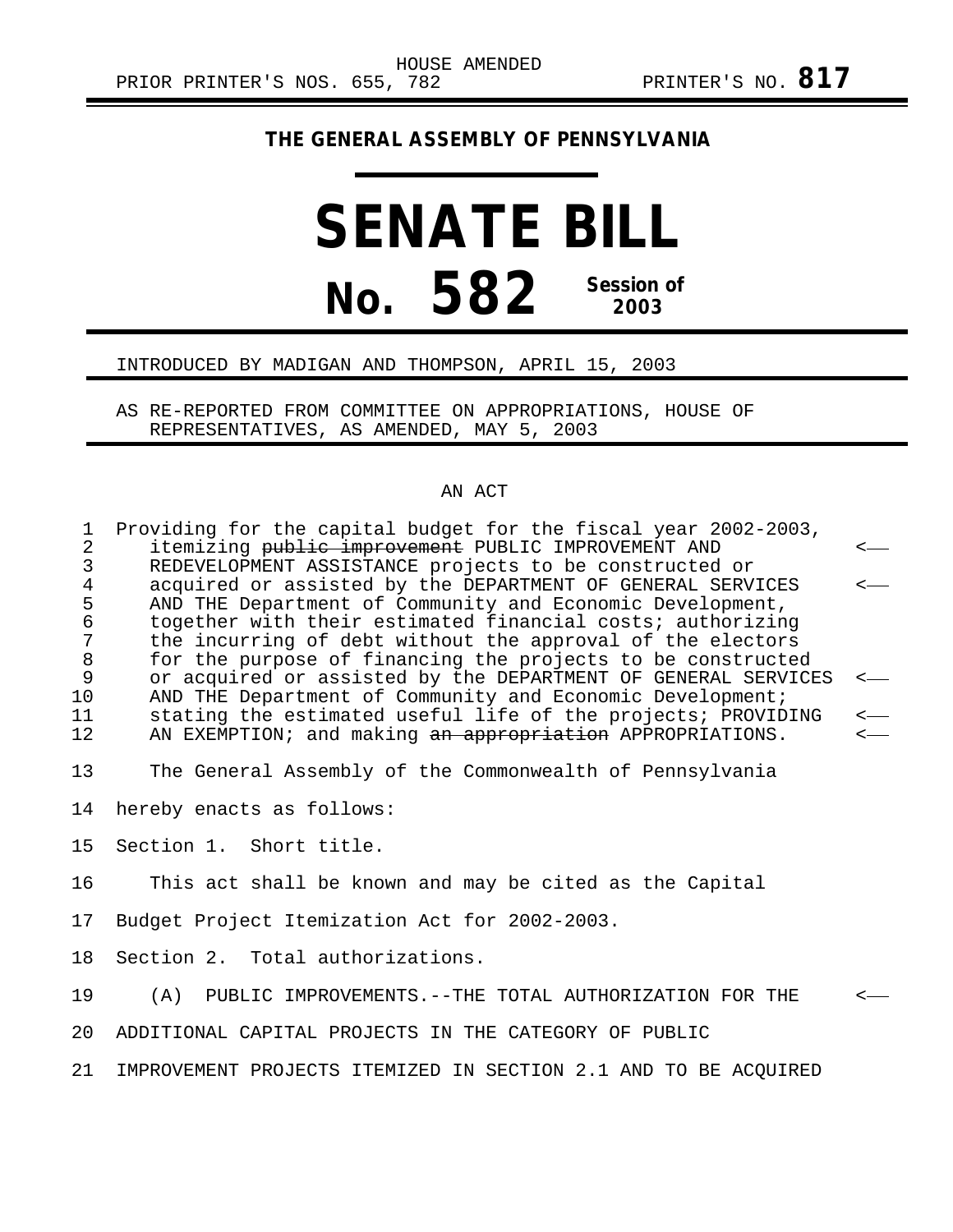HOUSE AMENDED

PRIOR PRINTER'S NOS. 655, 782 PRINTER'S NO. **817**

**THE GENERAL ASSEMBLY OF PENNSYLVANIA**

# SENATE BILL

# No. 582 Session of 2003

INTRODUCED BY MADIGAN AND THOMPSON, APRIL 15, 2003

AS RE-REPORTED FROM COMMITTEE ON APPROPRIATIONS, HOUSE OF REPRESENTATIVES, AS AMENDED, MAY 5, 2003

AN ACT

Providing for the capital budget for the fiscal year 2002-2003, itemizing ~~public improvement~~ PUBLIC IMPROVEMENT AND REDEVELOPMENT ASSISTANCE projects to be constructed or acquired or assisted by the DEPARTMENT OF GENERAL SERVICES AND THE Department of Community and Economic Development, together with their estimated financial costs; authorizing the incurring of debt without the approval of the electors for the purpose of financing the projects to be constructed or acquired or assisted by the DEPARTMENT OF GENERAL SERVICES AND THE Department of Community and Economic Development; stating the estimated useful life of the projects; PROVIDING AN EXEMPTION; and making ~~an appropriation~~ APPROPRIATIONS.

The General Assembly of the Commonwealth of Pennsylvania hereby enacts as follows:

Section 1. Short title.

This act shall be known and may be cited as the Capital Budget Project Itemization Act for 2002-2003.

Section 2. Total authorizations.

(A) PUBLIC IMPROVEMENTS.--THE TOTAL AUTHORIZATION FOR THE ADDITIONAL CAPITAL PROJECTS IN THE CATEGORY OF PUBLIC IMPROVEMENT PROJECTS ITEMIZED IN SECTION 2.1 AND TO BE ACQUIRED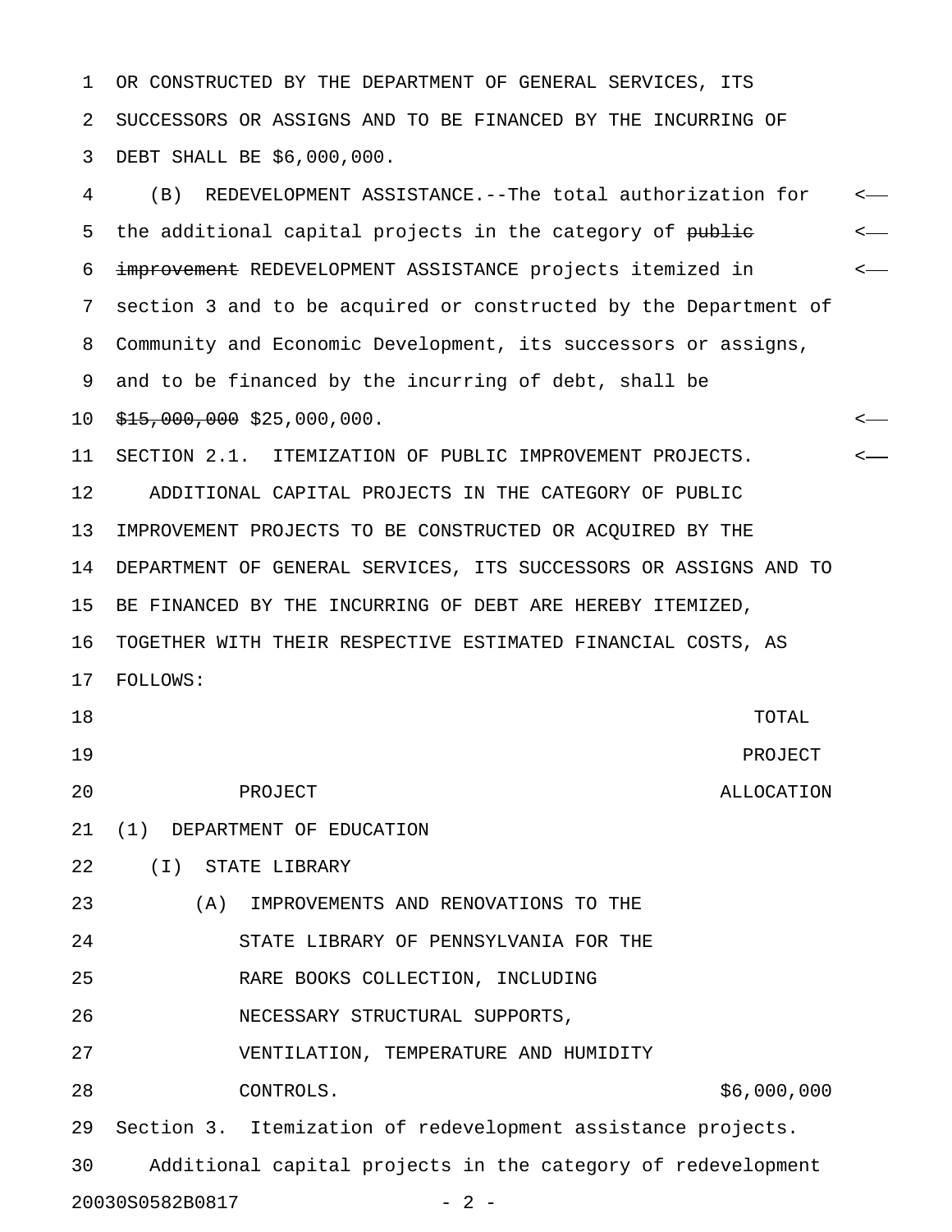OR CONSTRUCTED BY THE DEPARTMENT OF GENERAL SERVICES, ITS SUCCESSORS OR ASSIGNS AND TO BE FINANCED BY THE INCURRING OF DEBT SHALL BE $6,000,000.

(B) REDEVELOPMENT ASSISTANCE.--The total authorization for the additional capital projects in the category of ~~public improvement~~ REDEVELOPMENT ASSISTANCE projects itemized in section 3 and to be acquired or constructed by the Department of Community and Economic Development, its successors or assigns, and to be financed by the incurring of debt, shall be ~~$15,000,000~~ $25,000,000.

SECTION 2.1. ITEMIZATION OF PUBLIC IMPROVEMENT PROJECTS.

ADDITIONAL CAPITAL PROJECTS IN THE CATEGORY OF PUBLIC IMPROVEMENT PROJECTS TO BE CONSTRUCTED OR ACQUIRED BY THE DEPARTMENT OF GENERAL SERVICES, ITS SUCCESSORS OR ASSIGNS AND TO BE FINANCED BY THE INCURRING OF DEBT ARE HEREBY ITEMIZED, TOGETHER WITH THEIR RESPECTIVE ESTIMATED FINANCIAL COSTS, AS FOLLOWS:

| PROJECT | TOTAL PROJECT ALLOCATION |
|---|---|
| (1) DEPARTMENT OF EDUCATION | |
| (I) STATE LIBRARY | |
| (A) IMPROVEMENTS AND RENOVATIONS TO THE STATE LIBRARY OF PENNSYLVANIA FOR THE RARE BOOKS COLLECTION, INCLUDING NECESSARY STRUCTURAL SUPPORTS, VENTILATION, TEMPERATURE AND HUMIDITY CONTROLS. | $6,000,000 |

Section 3. Itemization of redevelopment assistance projects.

Additional capital projects in the category of redevelopment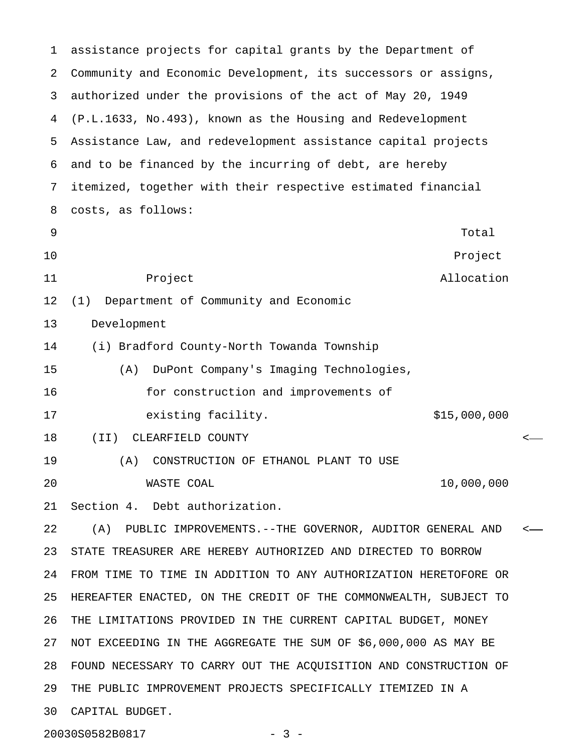assistance projects for capital grants by the Department of Community and Economic Development, its successors or assigns, authorized under the provisions of the act of May 20, 1949 (P.L.1633, No.493), known as the Housing and Redevelopment Assistance Law, and redevelopment assistance capital projects and to be financed by the incurring of debt, are hereby itemized, together with their respective estimated financial costs, as follows:

| Project | Total Project Allocation |
|---|---|
| (1) Department of Community and Economic Development | |
| (i) Bradford County-North Towanda Township | |
| (A) DuPont Company's Imaging Technologies, for construction and improvements of existing facility. | $15,000,000 |
| (II) CLEARFIELD COUNTY | |
| (A) CONSTRUCTION OF ETHANOL PLANT TO USE WASTE COAL | 10,000,000 |

Section 4. Debt authorization.

(A) PUBLIC IMPROVEMENTS.--THE GOVERNOR, AUDITOR GENERAL AND STATE TREASURER ARE HEREBY AUTHORIZED AND DIRECTED TO BORROW FROM TIME TO TIME IN ADDITION TO ANY AUTHORIZATION HERETOFORE OR HEREAFTER ENACTED, ON THE CREDIT OF THE COMMONWEALTH, SUBJECT TO THE LIMITATIONS PROVIDED IN THE CURRENT CAPITAL BUDGET, MONEY NOT EXCEEDING IN THE AGGREGATE THE SUM OF $6,000,000 AS MAY BE FOUND NECESSARY TO CARRY OUT THE ACQUISITION AND CONSTRUCTION OF THE PUBLIC IMPROVEMENT PROJECTS SPECIFICALLY ITEMIZED IN A CAPITAL BUDGET.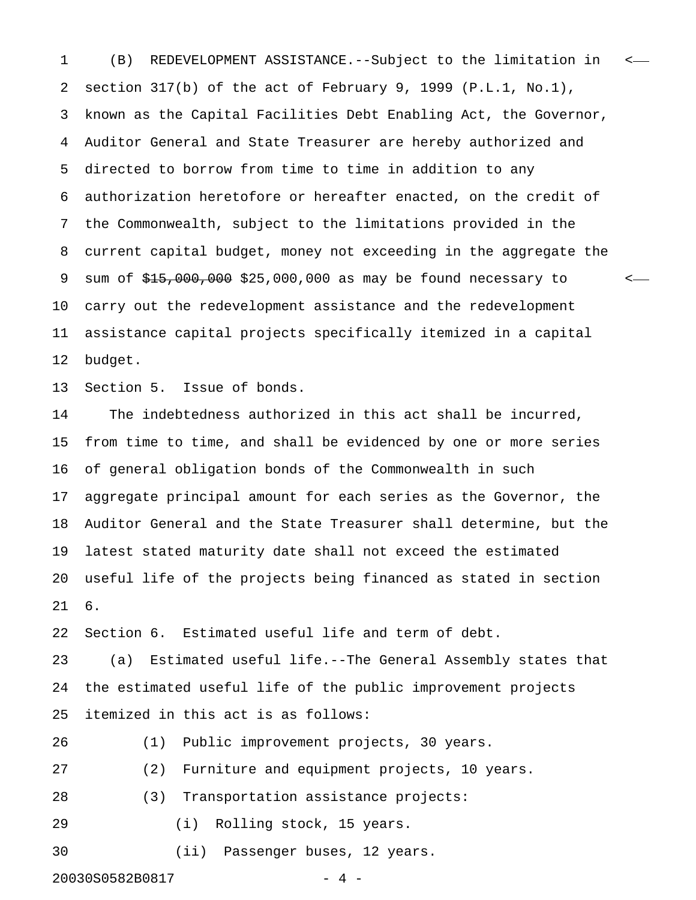(B) REDEVELOPMENT ASSISTANCE.--Subject to the limitation in section 317(b) of the act of February 9, 1999 (P.L.1, No.1), known as the Capital Facilities Debt Enabling Act, the Governor, Auditor General and State Treasurer are hereby authorized and directed to borrow from time to time in addition to any authorization heretofore or hereafter enacted, on the credit of the Commonwealth, subject to the limitations provided in the current capital budget, money not exceeding in the aggregate the sum of ~~$15,000,000~~ $25,000,000 as may be found necessary to carry out the redevelopment assistance and the redevelopment assistance capital projects specifically itemized in a capital budget.

Section 5. Issue of bonds.

The indebtedness authorized in this act shall be incurred, from time to time, and shall be evidenced by one or more series of general obligation bonds of the Commonwealth in such aggregate principal amount for each series as the Governor, the Auditor General and the State Treasurer shall determine, but the latest stated maturity date shall not exceed the estimated useful life of the projects being financed as stated in section 6.

Section 6. Estimated useful life and term of debt.

(a) Estimated useful life.--The General Assembly states that the estimated useful life of the public improvement projects itemized in this act is as follows:

(1) Public improvement projects, 30 years.

(2) Furniture and equipment projects, 10 years.

(3) Transportation assistance projects:

(i) Rolling stock, 15 years.

(ii) Passenger buses, 12 years.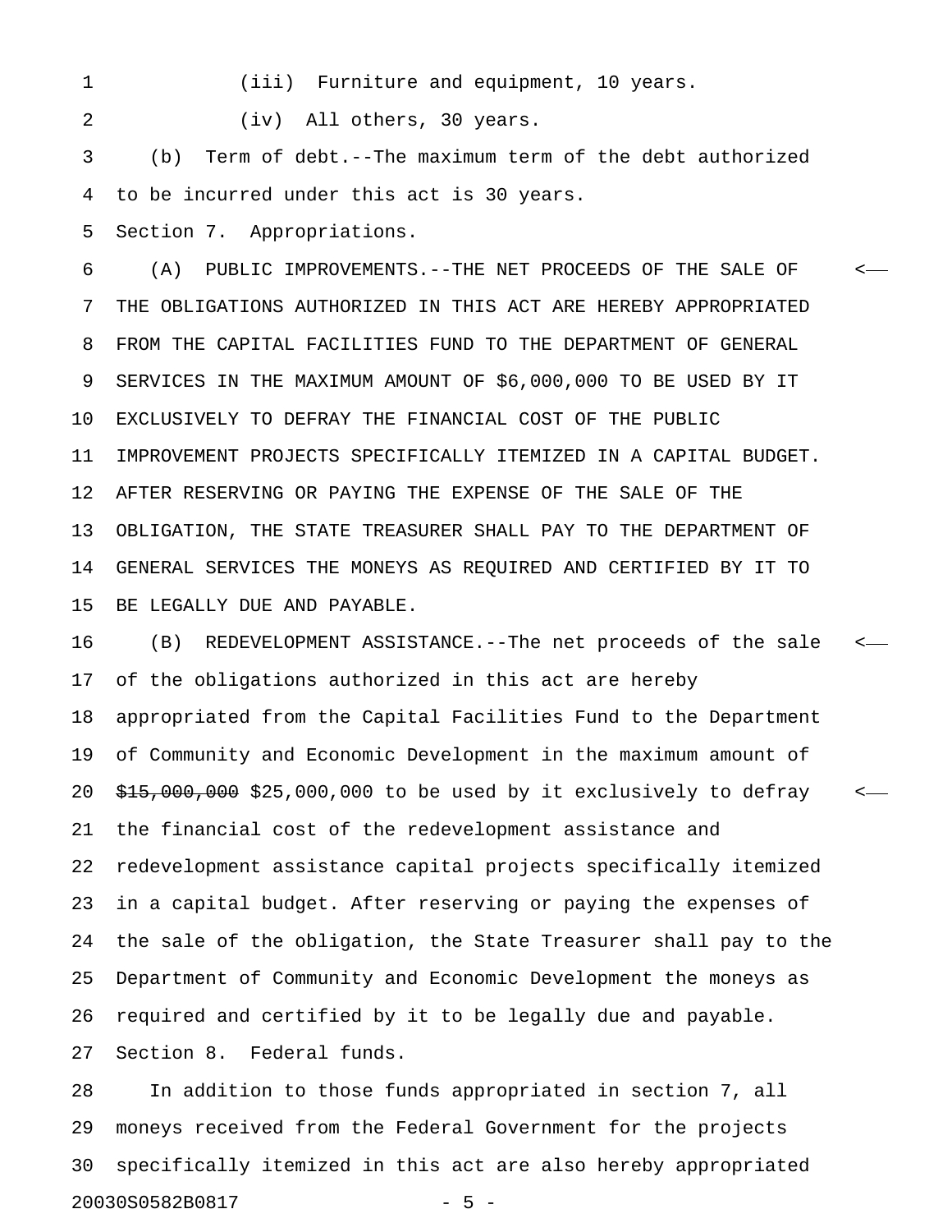(iii) Furniture and equipment, 10 years.

(iv) All others, 30 years.

(b) Term of debt.--The maximum term of the debt authorized to be incurred under this act is 30 years.

Section 7. Appropriations.

(A) PUBLIC IMPROVEMENTS.--THE NET PROCEEDS OF THE SALE OF THE OBLIGATIONS AUTHORIZED IN THIS ACT ARE HEREBY APPROPRIATED FROM THE CAPITAL FACILITIES FUND TO THE DEPARTMENT OF GENERAL SERVICES IN THE MAXIMUM AMOUNT OF $6,000,000 TO BE USED BY IT EXCLUSIVELY TO DEFRAY THE FINANCIAL COST OF THE PUBLIC IMPROVEMENT PROJECTS SPECIFICALLY ITEMIZED IN A CAPITAL BUDGET. AFTER RESERVING OR PAYING THE EXPENSE OF THE SALE OF THE OBLIGATION, THE STATE TREASURER SHALL PAY TO THE DEPARTMENT OF GENERAL SERVICES THE MONEYS AS REQUIRED AND CERTIFIED BY IT TO BE LEGALLY DUE AND PAYABLE.

(B) REDEVELOPMENT ASSISTANCE.--The net proceeds of the sale of the obligations authorized in this act are hereby appropriated from the Capital Facilities Fund to the Department of Community and Economic Development in the maximum amount of ~~$15,000,000~~ $25,000,000 to be used by it exclusively to defray the financial cost of the redevelopment assistance and redevelopment assistance capital projects specifically itemized in a capital budget. After reserving or paying the expenses of the sale of the obligation, the State Treasurer shall pay to the Department of Community and Economic Development the moneys as required and certified by it to be legally due and payable.

Section 8. Federal funds.

In addition to those funds appropriated in section 7, all moneys received from the Federal Government for the projects specifically itemized in this act are also hereby appropriated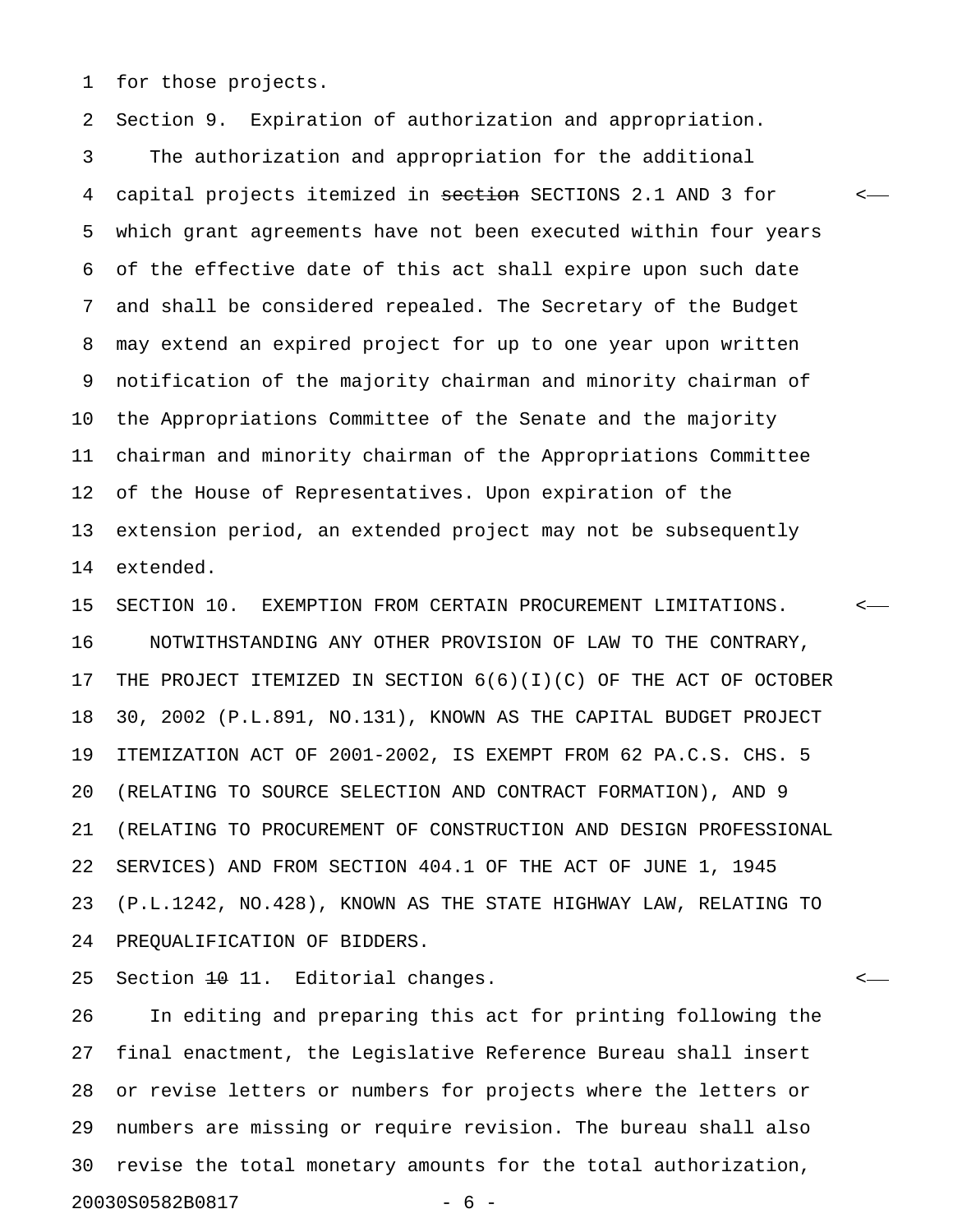for those projects.

Section 9. Expiration of authorization and appropriation.

The authorization and appropriation for the additional capital projects itemized in ~~section~~ SECTIONS 2.1 AND 3 for which grant agreements have not been executed within four years of the effective date of this act shall expire upon such date and shall be considered repealed. The Secretary of the Budget may extend an expired project for up to one year upon written notification of the majority chairman and minority chairman of the Appropriations Committee of the Senate and the majority chairman and minority chairman of the Appropriations Committee of the House of Representatives. Upon expiration of the extension period, an extended project may not be subsequently extended.

SECTION 10. EXEMPTION FROM CERTAIN PROCUREMENT LIMITATIONS.

NOTWITHSTANDING ANY OTHER PROVISION OF LAW TO THE CONTRARY, THE PROJECT ITEMIZED IN SECTION 6(6)(I)(C) OF THE ACT OF OCTOBER 30, 2002 (P.L.891, NO.131), KNOWN AS THE CAPITAL BUDGET PROJECT ITEMIZATION ACT OF 2001-2002, IS EXEMPT FROM 62 PA.C.S. CHS. 5 (RELATING TO SOURCE SELECTION AND CONTRACT FORMATION), AND 9 (RELATING TO PROCUREMENT OF CONSTRUCTION AND DESIGN PROFESSIONAL SERVICES) AND FROM SECTION 404.1 OF THE ACT OF JUNE 1, 1945 (P.L.1242, NO.428), KNOWN AS THE STATE HIGHWAY LAW, RELATING TO PREQUALIFICATION OF BIDDERS.

Section ~~10~~ 11. Editorial changes.

In editing and preparing this act for printing following the final enactment, the Legislative Reference Bureau shall insert or revise letters or numbers for projects where the letters or numbers are missing or require revision. The bureau shall also revise the total monetary amounts for the total authorization,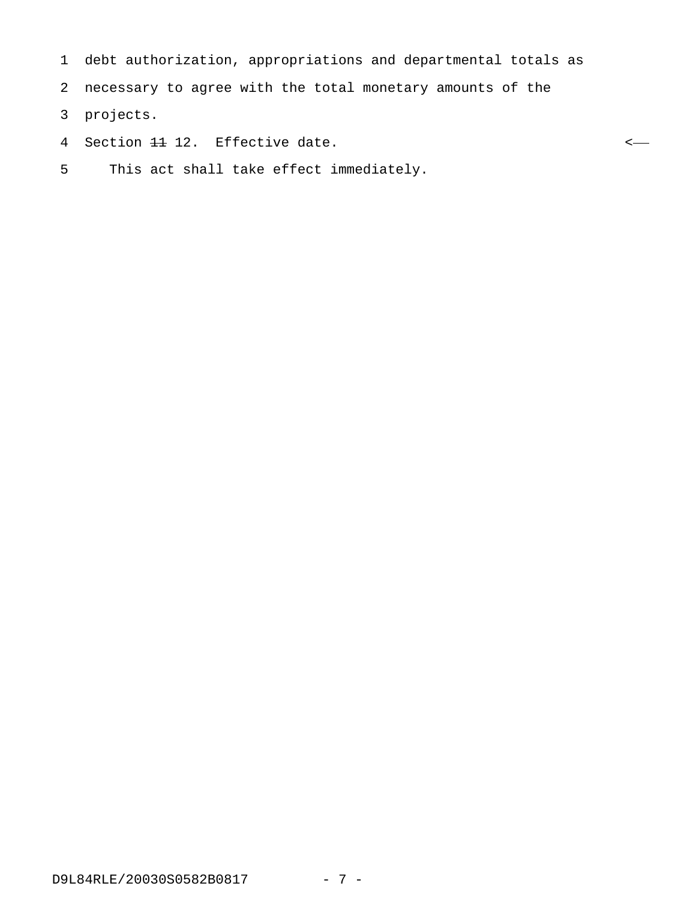debt authorization, appropriations and departmental totals as necessary to agree with the total monetary amounts of the projects.

Section ~~11~~ 12. Effective date.

This act shall take effect immediately.